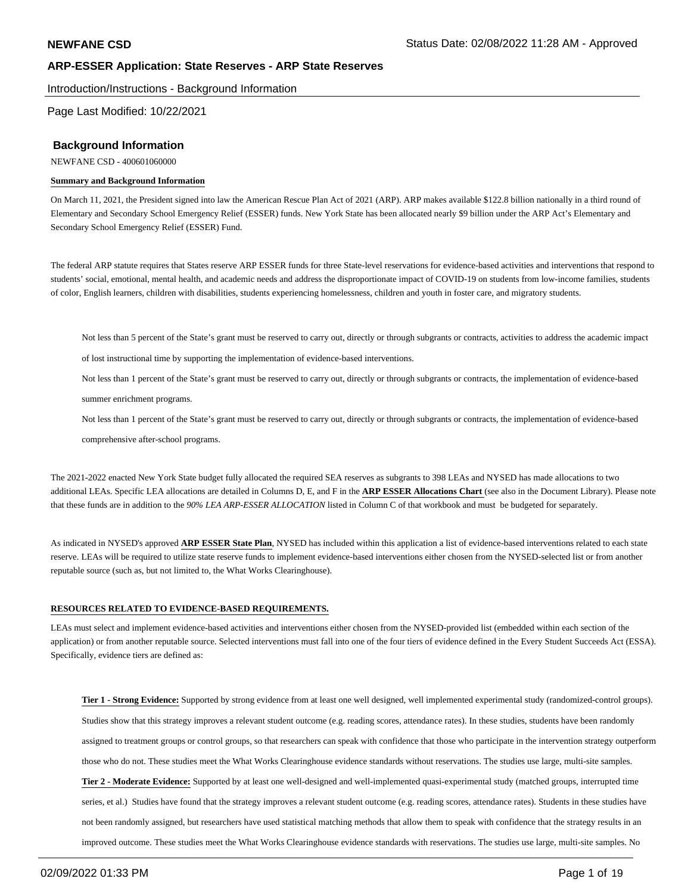NEWFANE CSD

Status Date: 02/08/2022 11:28 AM - Approved

**ARP-ESSER Application: State Reserves - ARP State Reserves**

Introduction/Instructions - Background Information

Page Last Modified: 10/22/2021

## Background Information

NEWFANE CSD - 400601060000

**Summary and Background Information**

On March 11, 2021, the President signed into law the American Rescue Plan Act of 2021 (ARP). ARP makes available $122.8 billion nationally in a third round of Elementary and Secondary School Emergency Relief (ESSER) funds. New York State has been allocated nearly $9 billion under the ARP Act's Elementary and Secondary School Emergency Relief (ESSER) Fund.

The federal ARP statute requires that States reserve ARP ESSER funds for three State-level reservations for evidence-based activities and interventions that respond to students' social, emotional, mental health, and academic needs and address the disproportionate impact of COVID-19 on students from low-income families, students of color, English learners, children with disabilities, students experiencing homelessness, children and youth in foster care, and migratory students.

> Not less than 5 percent of the State's grant must be reserved to carry out, directly or through subgrants or contracts, activities to address the academic impact of lost instructional time by supporting the implementation of evidence-based interventions.
>
> Not less than 1 percent of the State's grant must be reserved to carry out, directly or through subgrants or contracts, the implementation of evidence-based summer enrichment programs.
>
> Not less than 1 percent of the State's grant must be reserved to carry out, directly or through subgrants or contracts, the implementation of evidence-based comprehensive after-school programs.

The 2021-2022 enacted New York State budget fully allocated the required SEA reserves as subgrants to 398 LEAs and NYSED has made allocations to two additional LEAs. Specific LEA allocations are detailed in Columns D, E, and F in the **ARP ESSER Allocations Chart** (see also in the Document Library). Please note that these funds are in addition to the *90% LEA ARP-ESSER ALLOCATION* listed in Column C of that workbook and must be budgeted for separately.

As indicated in NYSED's approved **ARP ESSER State Plan**, NYSED has included within this application a list of evidence-based interventions related to each state reserve. LEAs will be required to utilize state reserve funds to implement evidence-based interventions either chosen from the NYSED-selected list or from another reputable source (such as, but not limited to, the What Works Clearinghouse).

**RESOURCES RELATED TO EVIDENCE-BASED REQUIREMENTS.**

LEAs must select and implement evidence-based activities and interventions either chosen from the NYSED-provided list (embedded within each section of the application) or from another reputable source. Selected interventions must fall into one of the four tiers of evidence defined in the Every Student Succeeds Act (ESSA). Specifically, evidence tiers are defined as:

> **Tier 1 - Strong Evidence:** Supported by strong evidence from at least one well designed, well implemented experimental study (randomized-control groups). Studies show that this strategy improves a relevant student outcome (e.g. reading scores, attendance rates). In these studies, students have been randomly assigned to treatment groups or control groups, so that researchers can speak with confidence that those who participate in the intervention strategy outperform those who do not. These studies meet the What Works Clearinghouse evidence standards without reservations. The studies use large, multi-site samples.
>
> **Tier 2 - Moderate Evidence:** Supported by at least one well-designed and well-implemented quasi-experimental study (matched groups, interrupted time series, et al.) Studies have found that the strategy improves a relevant student outcome (e.g. reading scores, attendance rates). Students in these studies have not been randomly assigned, but researchers have used statistical matching methods that allow them to speak with confidence that the strategy results in an improved outcome. These studies meet the What Works Clearinghouse evidence standards with reservations. The studies use large, multi-site samples. No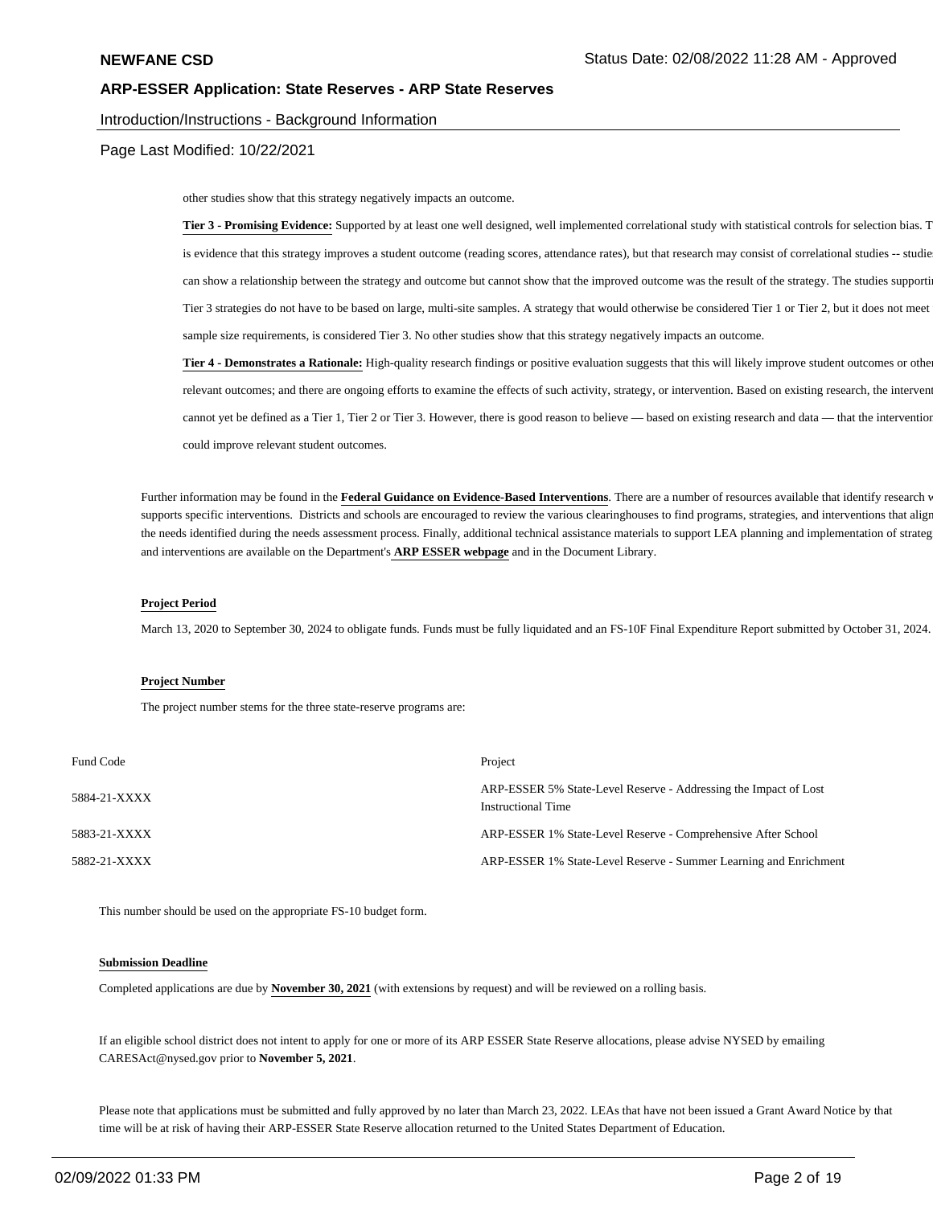other studies show that this strategy negatively impacts an outcome.

**Tier 3 - Promising Evidence:** Supported by at least one well designed, well implemented correlational study with statistical controls for selection bias. T is evidence that this strategy improves a student outcome (reading scores, attendance rates), but that research may consist of correlational studies -- studie can show a relationship between the strategy and outcome but cannot show that the improved outcome was the result of the strategy. The studies supporti Tier 3 strategies do not have to be based on large, multi-site samples. A strategy that would otherwise be considered Tier 1 or Tier 2, but it does not meet sample size requirements, is considered Tier 3. No other studies show that this strategy negatively impacts an outcome.

**Tier 4 - Demonstrates a Rationale:** High-quality research findings or positive evaluation suggests that this will likely improve student outcomes or othe relevant outcomes; and there are ongoing efforts to examine the effects of such activity, strategy, or intervention. Based on existing research, the intervent cannot yet be defined as a Tier 1, Tier 2 or Tier 3. However, there is good reason to believe — based on existing research and data — that the interventio could improve relevant student outcomes.

Further information may be found in the **Federal Guidance on Evidence-Based Interventions**. There are a number of resources available that identify research v supports specific interventions. Districts and schools are encouraged to review the various clearinghouses to find programs, strategies, and interventions that align the needs identified during the needs assessment process. Finally, additional technical assistance materials to support LEA planning and implementation of strateg and interventions are available on the Department's **ARP ESSER webpage** and in the Document Library.

**Project Period**

March 13, 2020 to September 30, 2024 to obligate funds. Funds must be fully liquidated and an FS-10F Final Expenditure Report submitted by October 31, 2024.

**Project Number**

The project number stems for the three state-reserve programs are:

| Fund Code | Project |
|---|---|
| 5884-21-XXXX | ARP-ESSER 5% State-Level Reserve - Addressing the Impact of Lost Instructional Time |
| 5883-21-XXXX | ARP-ESSER 1% State-Level Reserve - Comprehensive After School |
| 5882-21-XXXX | ARP-ESSER 1% State-Level Reserve - Summer Learning and Enrichment |

This number should be used on the appropriate FS-10 budget form.

**Submission Deadline**

Completed applications are due by **November 30, 2021** (with extensions by request) and will be reviewed on a rolling basis.

If an eligible school district does not intent to apply for one or more of its ARP ESSER State Reserve allocations, please advise NYSED by emailing CARESAct@nysed.gov prior to **November 5, 2021**.

Please note that applications must be submitted and fully approved by no later than March 23, 2022. LEAs that have not been issued a Grant Award Notice by that time will be at risk of having their ARP-ESSER State Reserve allocation returned to the United States Department of Education.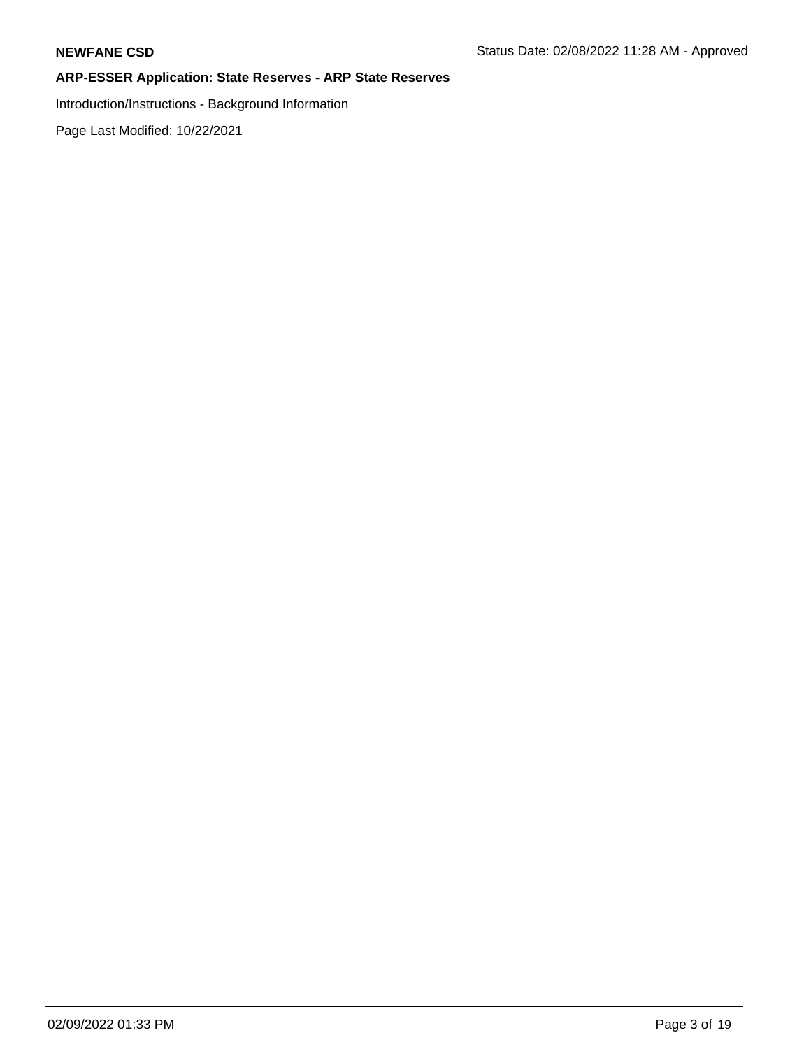Introduction/Instructions - Background Information

Page Last Modified: 10/22/2021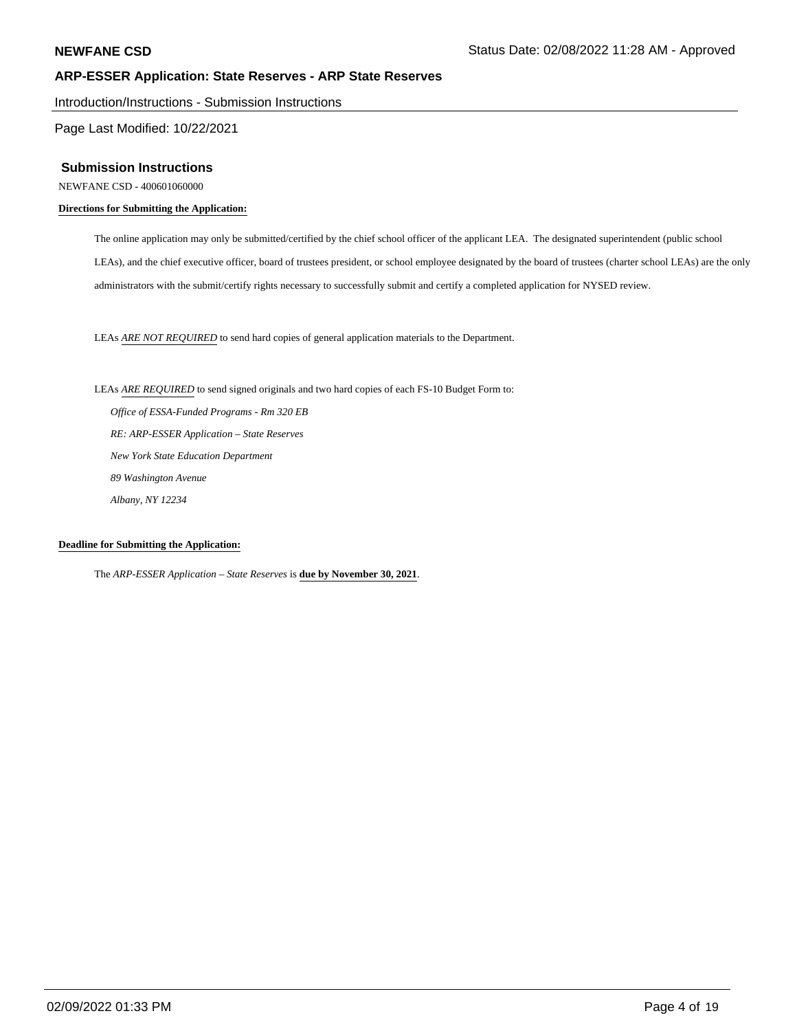## Submission Instructions

NEWFANE CSD - 400601060000

**Directions for Submitting the Application:**

The online application may only be submitted/certified by the chief school officer of the applicant LEA. The designated superintendent (public school LEAs), and the chief executive officer, board of trustees president, or school employee designated by the board of trustees (charter school LEAs) are the only administrators with the submit/certify rights necessary to successfully submit and certify a completed application for NYSED review.

LEAs *ARE NOT REQUIRED* to send hard copies of general application materials to the Department.

LEAs *ARE REQUIRED* to send signed originals and two hard copies of each FS-10 Budget Form to:

*Office of ESSA-Funded Programs - Rm 320 EB*
*RE: ARP-ESSER Application – State Reserves*
*New York State Education Department*
*89 Washington Avenue*
*Albany, NY 12234*

**Deadline for Submitting the Application:**

The *ARP-ESSER Application – State Reserves* is **due by November 30, 2021**.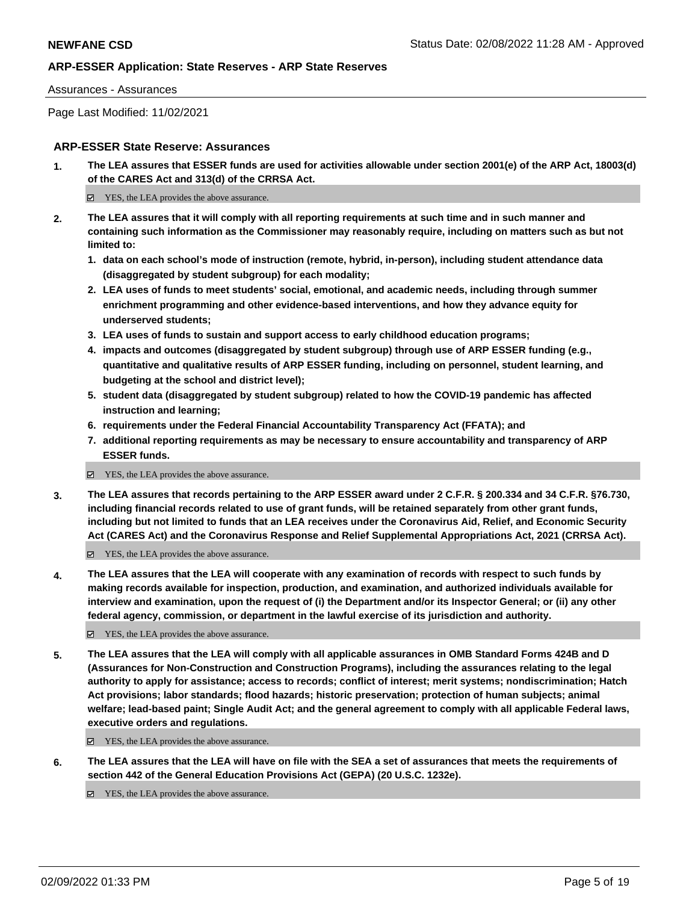Assurances - Assurances

Page Last Modified: 11/02/2021

### ARP-ESSER State Reserve: Assurances

**1. The LEA assures that ESSER funds are used for activities allowable under section 2001(e) of the ARP Act, 18003(d) of the CARES Act and 313(d) of the CRRSA Act.**

☑ YES, the LEA provides the above assurance.

**2. The LEA assures that it will comply with all reporting requirements at such time and in such manner and containing such information as the Commissioner may reasonably require, including on matters such as but not limited to:**

1. **data on each school's mode of instruction (remote, hybrid, in-person), including student attendance data (disaggregated by student subgroup) for each modality;**
2. **LEA uses of funds to meet students' social, emotional, and academic needs, including through summer enrichment programming and other evidence-based interventions, and how they advance equity for underserved students;**
3. **LEA uses of funds to sustain and support access to early childhood education programs;**
4. **impacts and outcomes (disaggregated by student subgroup) through use of ARP ESSER funding (e.g., quantitative and qualitative results of ARP ESSER funding, including on personnel, student learning, and budgeting at the school and district level);**
5. **student data (disaggregated by student subgroup) related to how the COVID-19 pandemic has affected instruction and learning;**
6. **requirements under the Federal Financial Accountability Transparency Act (FFATA); and**
7. **additional reporting requirements as may be necessary to ensure accountability and transparency of ARP ESSER funds.**

☑ YES, the LEA provides the above assurance.

**3. The LEA assures that records pertaining to the ARP ESSER award under 2 C.F.R. § 200.334 and 34 C.F.R. §76.730, including financial records related to use of grant funds, will be retained separately from other grant funds, including but not limited to funds that an LEA receives under the Coronavirus Aid, Relief, and Economic Security Act (CARES Act) and the Coronavirus Response and Relief Supplemental Appropriations Act, 2021 (CRRSA Act).**

☑ YES, the LEA provides the above assurance.

**4. The LEA assures that the LEA will cooperate with any examination of records with respect to such funds by making records available for inspection, production, and examination, and authorized individuals available for interview and examination, upon the request of (i) the Department and/or its Inspector General; or (ii) any other federal agency, commission, or department in the lawful exercise of its jurisdiction and authority.**

☑ YES, the LEA provides the above assurance.

**5. The LEA assures that the LEA will comply with all applicable assurances in OMB Standard Forms 424B and D (Assurances for Non-Construction and Construction Programs), including the assurances relating to the legal authority to apply for assistance; access to records; conflict of interest; merit systems; nondiscrimination; Hatch Act provisions; labor standards; flood hazards; historic preservation; protection of human subjects; animal welfare; lead-based paint; Single Audit Act; and the general agreement to comply with all applicable Federal laws, executive orders and regulations.**

☑ YES, the LEA provides the above assurance.

**6. The LEA assures that the LEA will have on file with the SEA a set of assurances that meets the requirements of section 442 of the General Education Provisions Act (GEPA) (20 U.S.C. 1232e).**

☑ YES, the LEA provides the above assurance.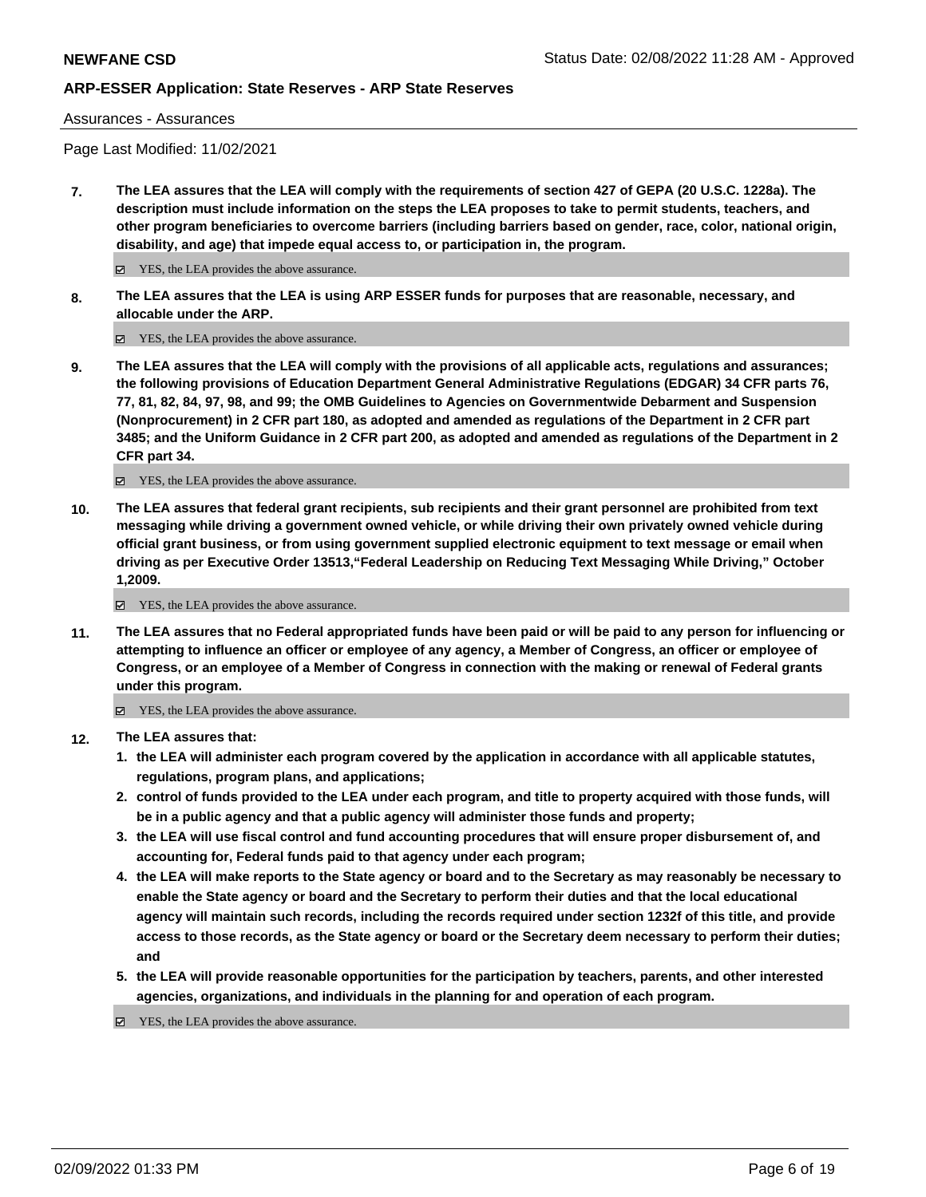Assurances - Assurances

Page Last Modified: 11/02/2021

**7.** **The LEA assures that the LEA will comply with the requirements of section 427 of GEPA (20 U.S.C. 1228a). The description must include information on the steps the LEA proposes to take to permit students, teachers, and other program beneficiaries to overcome barriers (including barriers based on gender, race, color, national origin, disability, and age) that impede equal access to, or participation in, the program.**

☑ YES, the LEA provides the above assurance.

**8.** **The LEA assures that the LEA is using ARP ESSER funds for purposes that are reasonable, necessary, and allocable under the ARP.**

☑ YES, the LEA provides the above assurance.

**9.** **The LEA assures that the LEA will comply with the provisions of all applicable acts, regulations and assurances; the following provisions of Education Department General Administrative Regulations (EDGAR) 34 CFR parts 76, 77, 81, 82, 84, 97, 98, and 99; the OMB Guidelines to Agencies on Governmentwide Debarment and Suspension (Nonprocurement) in 2 CFR part 180, as adopted and amended as regulations of the Department in 2 CFR part 3485; and the Uniform Guidance in 2 CFR part 200, as adopted and amended as regulations of the Department in 2 CFR part 34.**

☑ YES, the LEA provides the above assurance.

**10.** **The LEA assures that federal grant recipients, sub recipients and their grant personnel are prohibited from text messaging while driving a government owned vehicle, or while driving their own privately owned vehicle during official grant business, or from using government supplied electronic equipment to text message or email when driving as per Executive Order 13513,"Federal Leadership on Reducing Text Messaging While Driving," October 1,2009.**

☑ YES, the LEA provides the above assurance.

**11.** **The LEA assures that no Federal appropriated funds have been paid or will be paid to any person for influencing or attempting to influence an officer or employee of any agency, a Member of Congress, an officer or employee of Congress, or an employee of a Member of Congress in connection with the making or renewal of Federal grants under this program.**

☑ YES, the LEA provides the above assurance.

**12.** **The LEA assures that:**

1. **the LEA will administer each program covered by the application in accordance with all applicable statutes, regulations, program plans, and applications;**
2. **control of funds provided to the LEA under each program, and title to property acquired with those funds, will be in a public agency and that a public agency will administer those funds and property;**
3. **the LEA will use fiscal control and fund accounting procedures that will ensure proper disbursement of, and accounting for, Federal funds paid to that agency under each program;**
4. **the LEA will make reports to the State agency or board and to the Secretary as may reasonably be necessary to enable the State agency or board and the Secretary to perform their duties and that the local educational agency will maintain such records, including the records required under section 1232f of this title, and provide access to those records, as the State agency or board or the Secretary deem necessary to perform their duties; and**
5. **the LEA will provide reasonable opportunities for the participation by teachers, parents, and other interested agencies, organizations, and individuals in the planning for and operation of each program.**

☑ YES, the LEA provides the above assurance.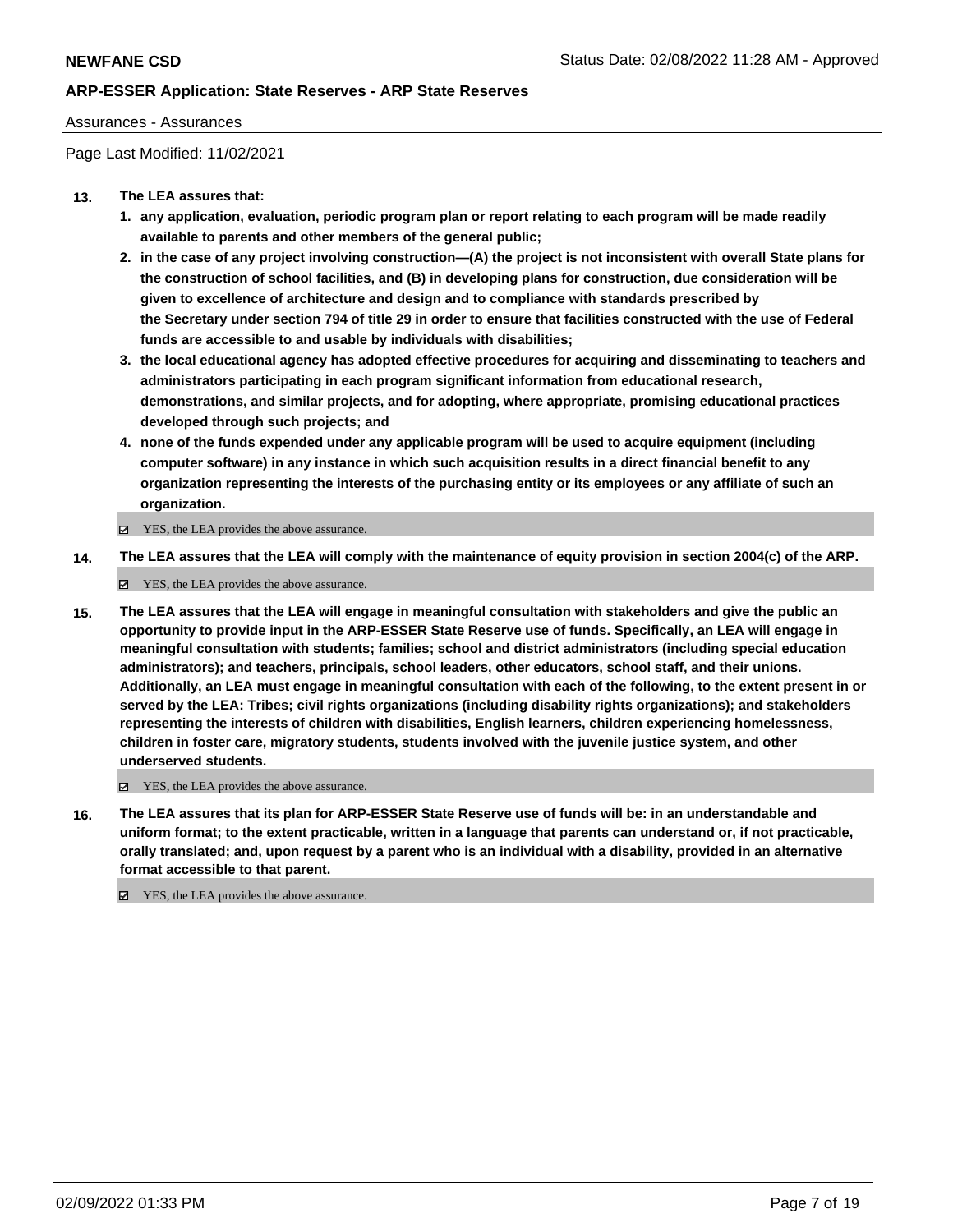Assurances - Assurances

Page Last Modified: 11/02/2021

**13. The LEA assures that:**

1. **any application, evaluation, periodic program plan or report relating to each program will be made readily available to parents and other members of the general public;**
2. **in the case of any project involving construction—(A) the project is not inconsistent with overall State plans for the construction of school facilities, and (B) in developing plans for construction, due consideration will be given to excellence of architecture and design and to compliance with standards prescribed by the Secretary under section 794 of title 29 in order to ensure that facilities constructed with the use of Federal funds are accessible to and usable by individuals with disabilities;**
3. **the local educational agency has adopted effective procedures for acquiring and disseminating to teachers and administrators participating in each program significant information from educational research, demonstrations, and similar projects, and for adopting, where appropriate, promising educational practices developed through such projects; and**
4. **none of the funds expended under any applicable program will be used to acquire equipment (including computer software) in any instance in which such acquisition results in a direct financial benefit to any organization representing the interests of the purchasing entity or its employees or any affiliate of such an organization.**

☑ YES, the LEA provides the above assurance.

**14. The LEA assures that the LEA will comply with the maintenance of equity provision in section 2004(c) of the ARP.**

☑ YES, the LEA provides the above assurance.

**15. The LEA assures that the LEA will engage in meaningful consultation with stakeholders and give the public an opportunity to provide input in the ARP-ESSER State Reserve use of funds. Specifically, an LEA will engage in meaningful consultation with students; families; school and district administrators (including special education administrators); and teachers, principals, school leaders, other educators, school staff, and their unions. Additionally, an LEA must engage in meaningful consultation with each of the following, to the extent present in or served by the LEA: Tribes; civil rights organizations (including disability rights organizations); and stakeholders representing the interests of children with disabilities, English learners, children experiencing homelessness, children in foster care, migratory students, students involved with the juvenile justice system, and other underserved students.**

☑ YES, the LEA provides the above assurance.

**16. The LEA assures that its plan for ARP-ESSER State Reserve use of funds will be: in an understandable and uniform format; to the extent practicable, written in a language that parents can understand or, if not practicable, orally translated; and, upon request by a parent who is an individual with a disability, provided in an alternative format accessible to that parent.**

☑ YES, the LEA provides the above assurance.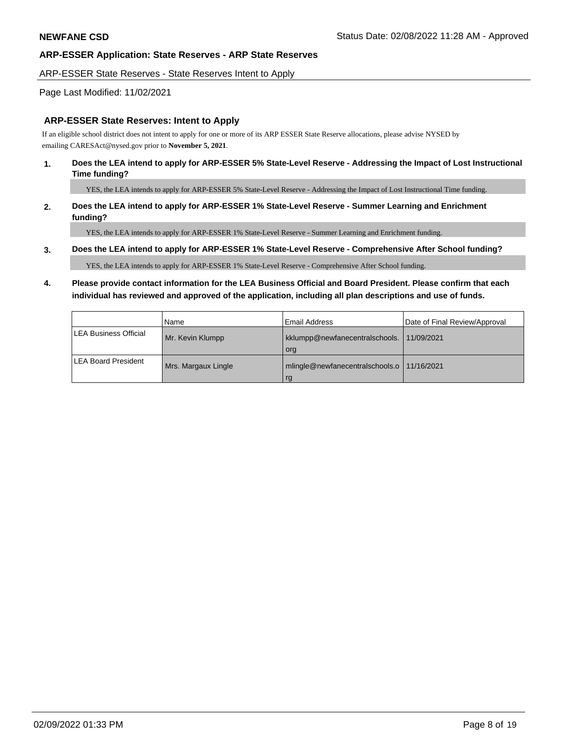## ARP-ESSER Application: State Reserves - ARP State Reserves

ARP-ESSER State Reserves - State Reserves Intent to Apply

Page Last Modified: 11/02/2021

### ARP-ESSER State Reserves: Intent to Apply

If an eligible school district does not intent to apply for one or more of its ARP ESSER State Reserve allocations, please advise NYSED by emailing CARESAct@nysed.gov prior to **November 5, 2021**.

**1. Does the LEA intend to apply for ARP-ESSER 5% State-Level Reserve - Addressing the Impact of Lost Instructional Time funding?**

YES, the LEA intends to apply for ARP-ESSER 5% State-Level Reserve - Addressing the Impact of Lost Instructional Time funding.

**2. Does the LEA intend to apply for ARP-ESSER 1% State-Level Reserve - Summer Learning and Enrichment funding?**

YES, the LEA intends to apply for ARP-ESSER 1% State-Level Reserve - Summer Learning and Enrichment funding.

**3. Does the LEA intend to apply for ARP-ESSER 1% State-Level Reserve - Comprehensive After School funding?**

YES, the LEA intends to apply for ARP-ESSER 1% State-Level Reserve - Comprehensive After School funding.

**4. Please provide contact information for the LEA Business Official and Board President. Please confirm that each individual has reviewed and approved of the application, including all plan descriptions and use of funds.**

| | Name | Email Address | Date of Final Review/Approval |
|---|---|---|---|
| LEA Business Official | Mr. Kevin Klumpp | kklumpp@newfanecentralschools.org | 11/09/2021 |
| LEA Board President | Mrs. Margaux Lingle | mlingle@newfanecentralschools.org | 11/16/2021 |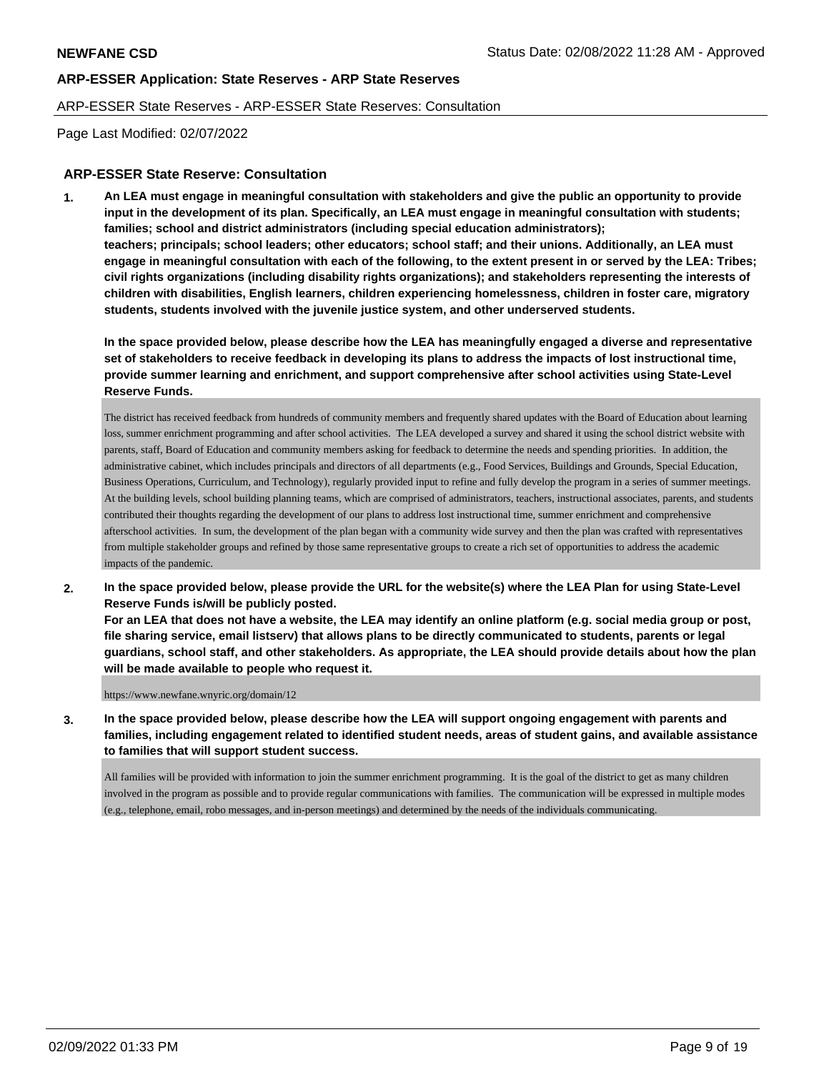ARP-ESSER Application: State Reserves - ARP State Reserves

ARP-ESSER State Reserves - ARP-ESSER State Reserves: Consultation

Page Last Modified: 02/07/2022

## ARP-ESSER State Reserve: Consultation

**1. An LEA must engage in meaningful consultation with stakeholders and give the public an opportunity to provide input in the development of its plan. Specifically, an LEA must engage in meaningful consultation with students; families; school and district administrators (including special education administrators); teachers; principals; school leaders; other educators; school staff; and their unions. Additionally, an LEA must engage in meaningful consultation with each of the following, to the extent present in or served by the LEA: Tribes; civil rights organizations (including disability rights organizations); and stakeholders representing the interests of children with disabilities, English learners, children experiencing homelessness, children in foster care, migratory students, students involved with the juvenile justice system, and other underserved students.**

**In the space provided below, please describe how the LEA has meaningfully engaged a diverse and representative set of stakeholders to receive feedback in developing its plans to address the impacts of lost instructional time, provide summer learning and enrichment, and support comprehensive after school activities using State-Level Reserve Funds.**

The district has received feedback from hundreds of community members and frequently shared updates with the Board of Education about learning loss, summer enrichment programming and after school activities. The LEA developed a survey and shared it using the school district website with parents, staff, Board of Education and community members asking for feedback to determine the needs and spending priorities. In addition, the administrative cabinet, which includes principals and directors of all departments (e.g., Food Services, Buildings and Grounds, Special Education, Business Operations, Curriculum, and Technology), regularly provided input to refine and fully develop the program in a series of summer meetings. At the building levels, school building planning teams, which are comprised of administrators, teachers, instructional associates, parents, and students contributed their thoughts regarding the development of our plans to address lost instructional time, summer enrichment and comprehensive afterschool activities. In sum, the development of the plan began with a community wide survey and then the plan was crafted with representatives from multiple stakeholder groups and refined by those same representative groups to create a rich set of opportunities to address the academic impacts of the pandemic.

**2. In the space provided below, please provide the URL for the website(s) where the LEA Plan for using State-Level Reserve Funds is/will be publicly posted.**
**For an LEA that does not have a website, the LEA may identify an online platform (e.g. social media group or post, file sharing service, email listserv) that allows plans to be directly communicated to students, parents or legal guardians, school staff, and other stakeholders. As appropriate, the LEA should provide details about how the plan will be made available to people who request it.**

https://www.newfane.wnyric.org/domain/12

**3. In the space provided below, please describe how the LEA will support ongoing engagement with parents and families, including engagement related to identified student needs, areas of student gains, and available assistance to families that will support student success.**

All families will be provided with information to join the summer enrichment programming. It is the goal of the district to get as many children involved in the program as possible and to provide regular communications with families. The communication will be expressed in multiple modes (e.g., telephone, email, robo messages, and in-person meetings) and determined by the needs of the individuals communicating.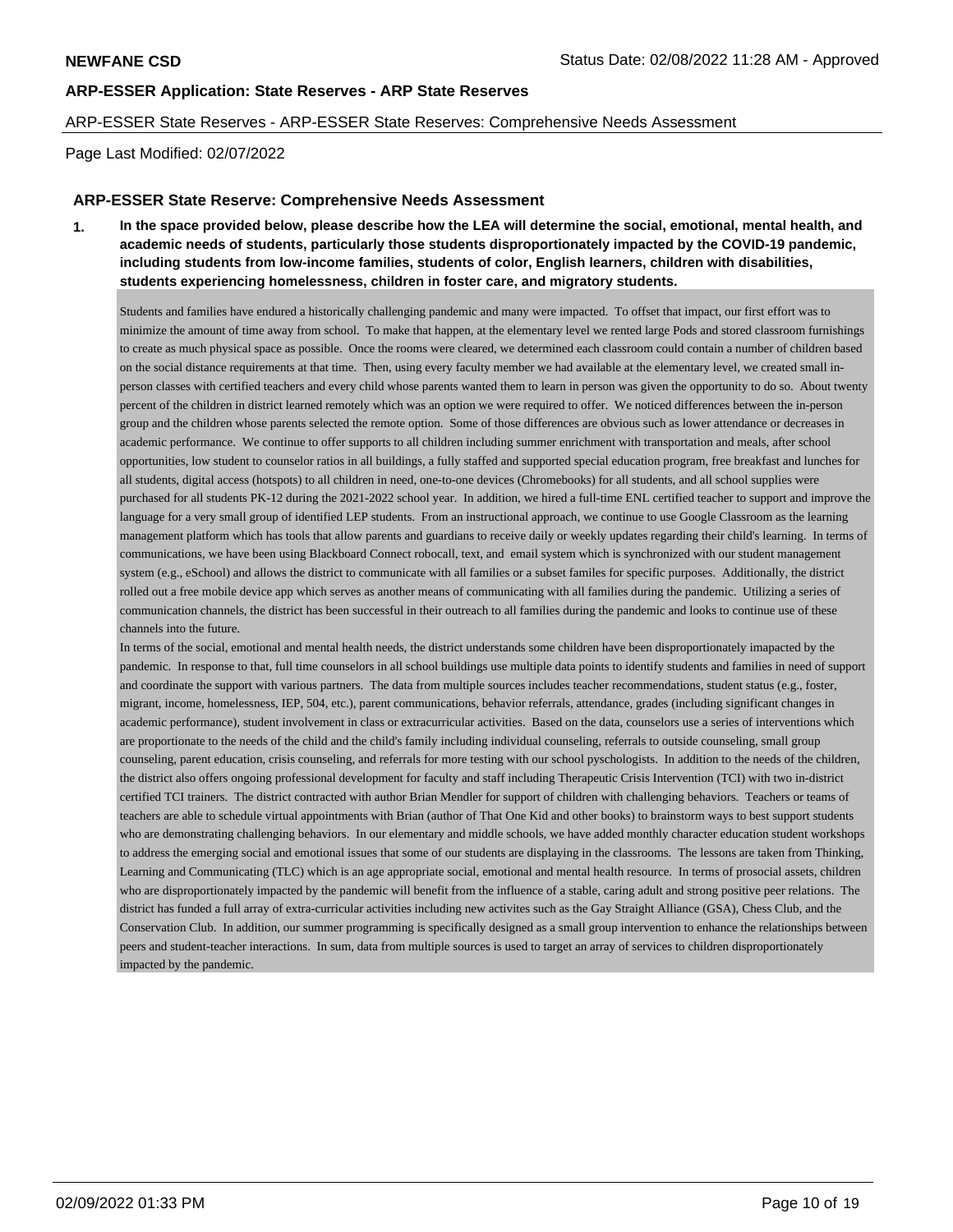**NEWFANE CSD** Status Date: 02/08/2022 11:28 AM - Approved

**ARP-ESSER Application: State Reserves - ARP State Reserves**

ARP-ESSER State Reserves - ARP-ESSER State Reserves: Comprehensive Needs Assessment

Page Last Modified: 02/07/2022

### ARP-ESSER State Reserve: Comprehensive Needs Assessment

**1. In the space provided below, please describe how the LEA will determine the social, emotional, mental health, and academic needs of students, particularly those students disproportionately impacted by the COVID-19 pandemic, including students from low-income families, students of color, English learners, children with disabilities, students experiencing homelessness, children in foster care, and migratory students.**

Students and families have endured a historically challenging pandemic and many were impacted. To offset that impact, our first effort was to minimize the amount of time away from school. To make that happen, at the elementary level we rented large Pods and stored classroom furnishings to create as much physical space as possible. Once the rooms were cleared, we determined each classroom could contain a number of children based on the social distance requirements at that time. Then, using every faculty member we had available at the elementary level, we created small in-person classes with certified teachers and every child whose parents wanted them to learn in person was given the opportunity to do so. About twenty percent of the children in district learned remotely which was an option we were required to offer. We noticed differences between the in-person group and the children whose parents selected the remote option. Some of those differences are obvious such as lower attendance or decreases in academic performance. We continue to offer supports to all children including summer enrichment with transportation and meals, after school opportunities, low student to counselor ratios in all buildings, a fully staffed and supported special education program, free breakfast and lunches for all students, digital access (hotspots) to all children in need, one-to-one devices (Chromebooks) for all students, and all school supplies were purchased for all students PK-12 during the 2021-2022 school year. In addition, we hired a full-time ENL certified teacher to support and improve the language for a very small group of identified LEP students. From an instructional approach, we continue to use Google Classroom as the learning management platform which has tools that allow parents and guardians to receive daily or weekly updates regarding their child's learning. In terms of communications, we have been using Blackboard Connect robocall, text, and email system which is synchronized with our student management system (e.g., eSchool) and allows the district to communicate with all families or a subset familes for specific purposes. Additionally, the district rolled out a free mobile device app which serves as another means of communicating with all families during the pandemic. Utilizing a series of communication channels, the district has been successful in their outreach to all families during the pandemic and looks to continue use of these channels into the future.

In terms of the social, emotional and mental health needs, the district understands some children have been disproportionately imapacted by the pandemic. In response to that, full time counselors in all school buildings use multiple data points to identify students and families in need of support and coordinate the support with various partners. The data from multiple sources includes teacher recommendations, student status (e.g., foster, migrant, income, homelessness, IEP, 504, etc.), parent communications, behavior referrals, attendance, grades (including significant changes in academic performance), student involvement in class or extracurricular activities. Based on the data, counselors use a series of interventions which are proportionate to the needs of the child and the child's family including individual counseling, referrals to outside counseling, small group counseling, parent education, crisis counseling, and referrals for more testing with our school pyschologists. In addition to the needs of the children, the district also offers ongoing professional development for faculty and staff including Therapeutic Crisis Intervention (TCI) with two in-district certified TCI trainers. The district contracted with author Brian Mendler for support of children with challenging behaviors. Teachers or teams of teachers are able to schedule virtual appointments with Brian (author of That One Kid and other books) to brainstorm ways to best support students who are demonstrating challenging behaviors. In our elementary and middle schools, we have added monthly character education student workshops to address the emerging social and emotional issues that some of our students are displaying in the classrooms. The lessons are taken from Thinking, Learning and Communicating (TLC) which is an age appropriate social, emotional and mental health resource. In terms of prosocial assets, children who are disproportionately impacted by the pandemic will benefit from the influence of a stable, caring adult and strong positive peer relations. The district has funded a full array of extra-curricular activities including new activites such as the Gay Straight Alliance (GSA), Chess Club, and the Conservation Club. In addition, our summer programming is specifically designed as a small group intervention to enhance the relationships between peers and student-teacher interactions. In sum, data from multiple sources is used to target an array of services to children disproportionately impacted by the pandemic.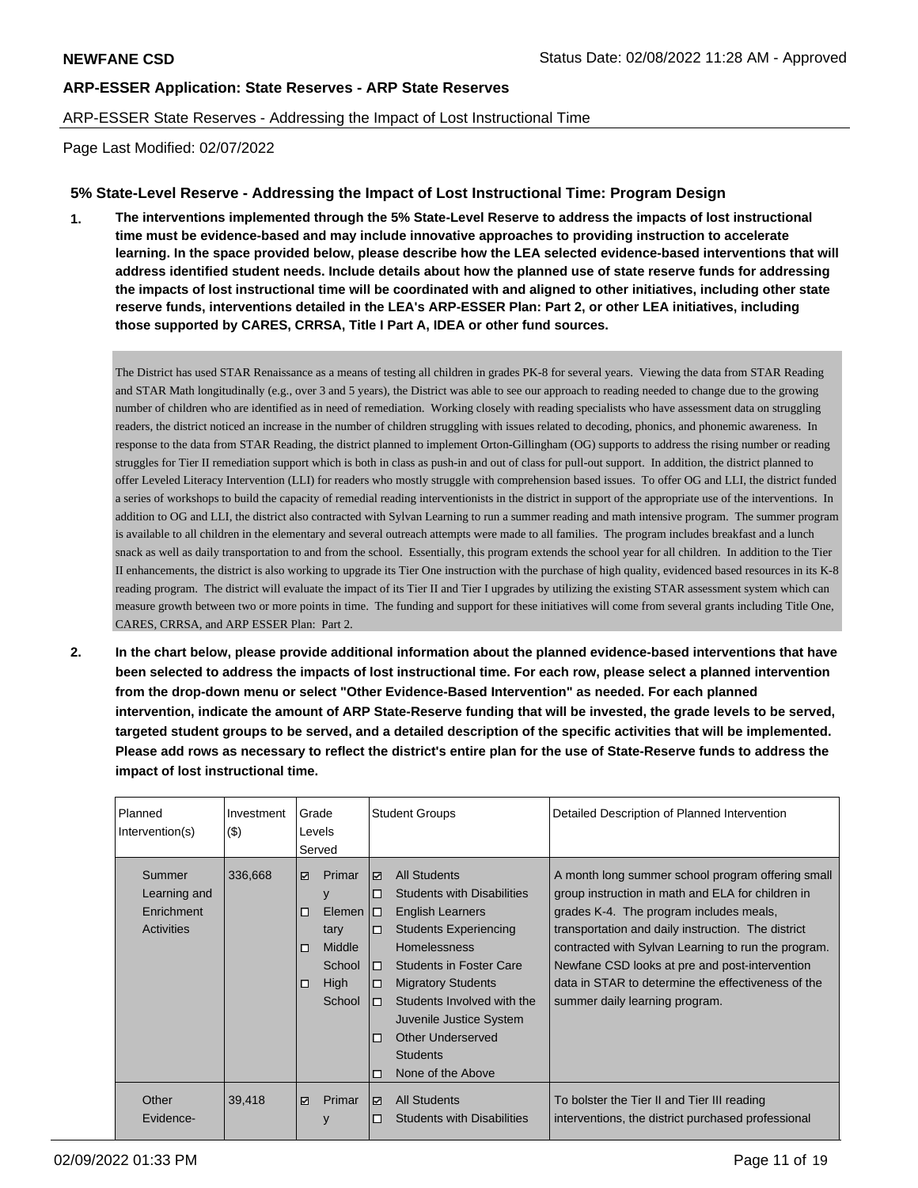**NEWFANE CSD** Status Date: 02/08/2022 11:28 AM - Approved

**ARP-ESSER Application: State Reserves - ARP State Reserves**

ARP-ESSER State Reserves - Addressing the Impact of Lost Instructional Time

Page Last Modified: 02/07/2022

### 5% State-Level Reserve - Addressing the Impact of Lost Instructional Time: Program Design

**1. The interventions implemented through the 5% State-Level Reserve to address the impacts of lost instructional time must be evidence-based and may include innovative approaches to providing instruction to accelerate learning. In the space provided below, please describe how the LEA selected evidence-based interventions that will address identified student needs. Include details about how the planned use of state reserve funds for addressing the impacts of lost instructional time will be coordinated with and aligned to other initiatives, including other state reserve funds, interventions detailed in the LEA's ARP-ESSER Plan: Part 2, or other LEA initiatives, including those supported by CARES, CRRSA, Title I Part A, IDEA or other fund sources.**

The District has used STAR Renaissance as a means of testing all children in grades PK-8 for several years. Viewing the data from STAR Reading and STAR Math longitudinally (e.g., over 3 and 5 years), the District was able to see our approach to reading needed to change due to the growing number of children who are identified as in need of remediation. Working closely with reading specialists who have assessment data on struggling readers, the district noticed an increase in the number of children struggling with issues related to decoding, phonics, and phonemic awareness. In response to the data from STAR Reading, the district planned to implement Orton-Gillingham (OG) supports to address the rising number or reading struggles for Tier II remediation support which is both in class as push-in and out of class for pull-out support. In addition, the district planned to offer Leveled Literacy Intervention (LLI) for readers who mostly struggle with comprehension based issues. To offer OG and LLI, the district funded a series of workshops to build the capacity of remedial reading interventionists in the district in support of the appropriate use of the interventions. In addition to OG and LLI, the district also contracted with Sylvan Learning to run a summer reading and math intensive program. The summer program is available to all children in the elementary and several outreach attempts were made to all families. The program includes breakfast and a lunch snack as well as daily transportation to and from the school. Essentially, this program extends the school year for all children. In addition to the Tier II enhancements, the district is also working to upgrade its Tier One instruction with the purchase of high quality, evidenced based resources in its K-8 reading program. The district will evaluate the impact of its Tier II and Tier I upgrades by utilizing the existing STAR assessment system which can measure growth between two or more points in time. The funding and support for these initiatives will come from several grants including Title One, CARES, CRRSA, and ARP ESSER Plan: Part 2.

**2. In the chart below, please provide additional information about the planned evidence-based interventions that have been selected to address the impacts of lost instructional time. For each row, please select a planned intervention from the drop-down menu or select "Other Evidence-Based Intervention" as needed. For each planned intervention, indicate the amount of ARP State-Reserve funding that will be invested, the grade levels to be served, targeted student groups to be served, and a detailed description of the specific activities that will be implemented. Please add rows as necessary to reflect the district's entire plan for the use of State-Reserve funds to address the impact of lost instructional time.**

| Planned Intervention(s) | Investment ($) | Grade Levels Served | Student Groups | Detailed Description of Planned Intervention |
|---|---|---|---|---|
| Summer Learning and Enrichment Activities | 336,668 | ☑ Primary<br>☐ Elementary<br>☐ Middle School<br>☐ High School | ☑ All Students<br>☐ Students with Disabilities<br>☐ English Learners<br>☐ Students Experiencing Homelessness<br>☐ Students in Foster Care<br>☐ Migratory Students<br>☐ Students Involved with the Juvenile Justice System<br>☐ Other Underserved Students<br>☐ None of the Above | A month long summer school program offering small group instruction in math and ELA for children in grades K-4. The program includes meals, transportation and daily instruction. The district contracted with Sylvan Learning to run the program. Newfane CSD looks at pre and post-intervention data in STAR to determine the effectiveness of the summer daily learning program. |
| Other Evidence- | 39,418 | ☑ Primary | ☑ All Students<br>☐ Students with Disabilities | To bolster the Tier II and Tier III reading interventions, the district purchased professional |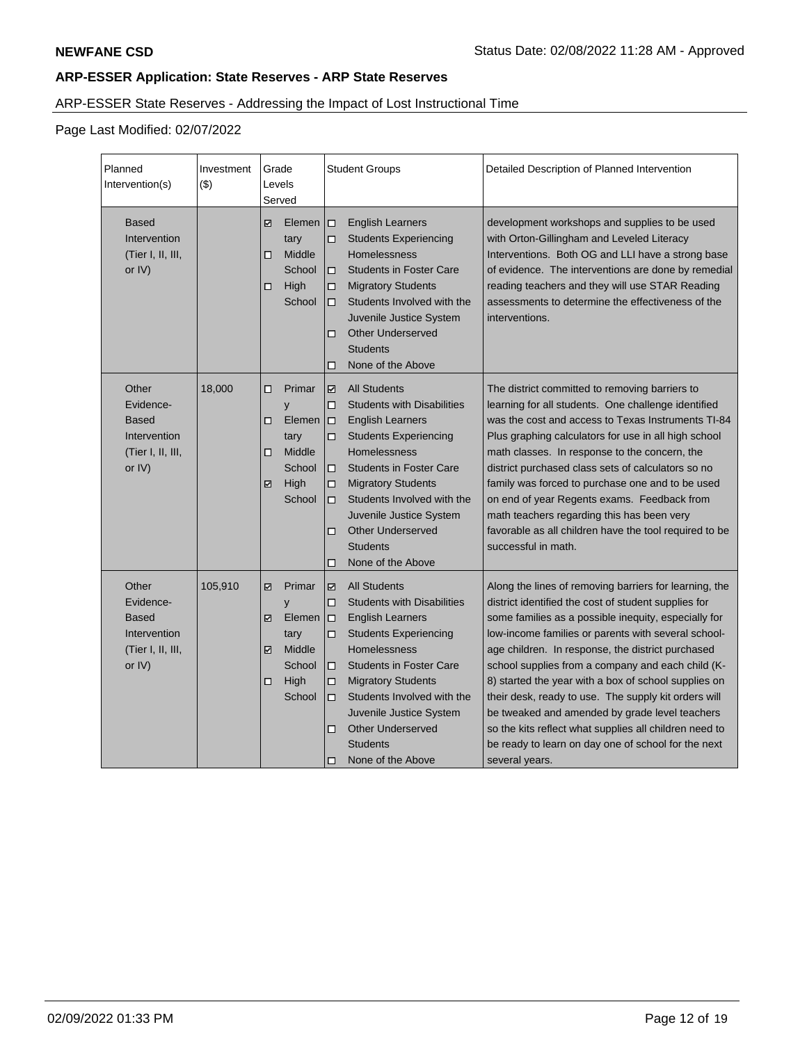**NEWFANE CSD** Status Date: 02/08/2022 11:28 AM - Approved

## ARP-ESSER Application: State Reserves - ARP State Reserves

ARP-ESSER State Reserves - Addressing the Impact of Lost Instructional Time

Page Last Modified: 02/07/2022

| Planned Intervention(s) | Investment ($) | Grade Levels Served | Student Groups | Detailed Description of Planned Intervention |
|---|---|---|---|---|
| Based Intervention (Tier I, II, III, or IV) | | ☑ Elementary<br>☐ Middle School<br>☐ High School | ☐ English Learners<br>☐ Students Experiencing Homelessness<br>☐ Students in Foster Care<br>☐ Migratory Students<br>☐ Students Involved with the Juvenile Justice System<br>☐ Other Underserved Students<br>☐ None of the Above | development workshops and supplies to be used with Orton-Gillingham and Leveled Literacy Interventions. Both OG and LLI have a strong base of evidence. The interventions are done by remedial reading teachers and they will use STAR Reading assessments to determine the effectiveness of the interventions. |
| Other Evidence-Based Intervention (Tier I, II, III, or IV) | 18,000 | ☐ Primary<br>☐ Elementary<br>☐ Middle School<br>☑ High School | ☑ All Students<br>☐ Students with Disabilities<br>☐ English Learners<br>☐ Students Experiencing Homelessness<br>☐ Students in Foster Care<br>☐ Migratory Students<br>☐ Students Involved with the Juvenile Justice System<br>☐ Other Underserved Students<br>☐ None of the Above | The district committed to removing barriers to learning for all students. One challenge identified was the cost and access to Texas Instruments TI-84 Plus graphing calculators for use in all high school math classes. In response to the concern, the district purchased class sets of calculators so no family was forced to purchase one and to be used on end of year Regents exams. Feedback from math teachers regarding this has been very favorable as all children have the tool required to be successful in math. |
| Other Evidence-Based Intervention (Tier I, II, III, or IV) | 105,910 | ☑ Primary<br>☑ Elementary<br>☑ Middle School<br>☐ High School | ☑ All Students<br>☐ Students with Disabilities<br>☐ English Learners<br>☐ Students Experiencing Homelessness<br>☐ Students in Foster Care<br>☐ Migratory Students<br>☐ Students Involved with the Juvenile Justice System<br>☐ Other Underserved Students<br>☐ None of the Above | Along the lines of removing barriers for learning, the district identified the cost of student supplies for some families as a possible inequity, especially for low-income families or parents with several school-age children. In response, the district purchased school supplies from a company and each child (K-8) started the year with a box of school supplies on their desk, ready to use. The supply kit orders will be tweaked and amended by grade level teachers so the kits reflect what supplies all children need to be ready to learn on day one of school for the next several years. |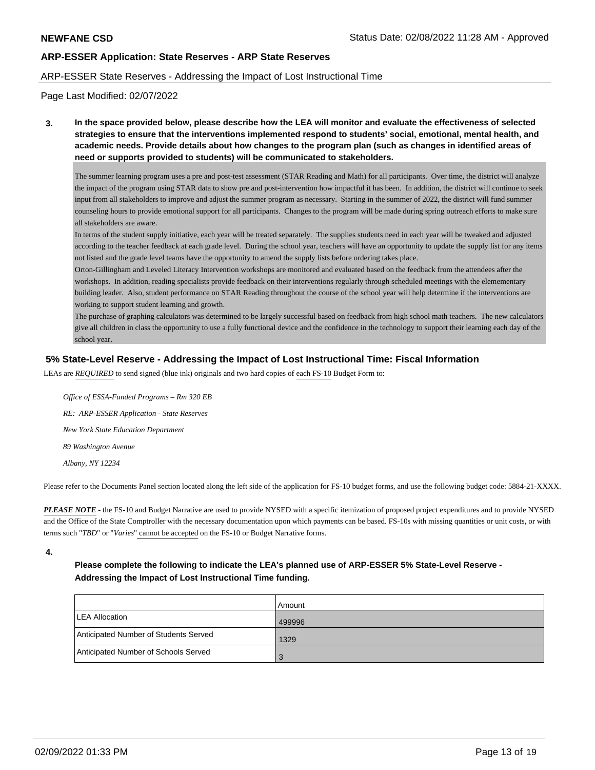## ARP-ESSER Application: State Reserves - ARP State Reserves

ARP-ESSER State Reserves - Addressing the Impact of Lost Instructional Time

Page Last Modified: 02/07/2022

**3. In the space provided below, please describe how the LEA will monitor and evaluate the effectiveness of selected strategies to ensure that the interventions implemented respond to students' social, emotional, mental health, and academic needs. Provide details about how changes to the program plan (such as changes in identified areas of need or supports provided to students) will be communicated to stakeholders.**

The summer learning program uses a pre and post-test assessment (STAR Reading and Math) for all participants. Over time, the district will analyze the impact of the program using STAR data to show pre and post-intervention how impactful it has been. In addition, the district will continue to seek input from all stakeholders to improve and adjust the summer program as necessary. Starting in the summer of 2022, the district will fund summer counseling hours to provide emotional support for all participants. Changes to the program will be made during spring outreach efforts to make sure all stakeholders are aware.

In terms of the student supply initiative, each year will be treated separately. The supplies students need in each year will be tweaked and adjusted according to the teacher feedback at each grade level. During the school year, teachers will have an opportunity to update the supply list for any items not listed and the grade level teams have the opportunity to amend the supply lists before ordering takes place.

Orton-Gillingham and Leveled Literacy Intervention workshops are monitored and evaluated based on the feedback from the attendees after the workshops. In addition, reading specialists provide feedback on their interventions regularly through scheduled meetings with the elemementary building leader. Also, student performance on STAR Reading throughout the course of the school year will help determine if the interventions are working to support student learning and growth.

The purchase of graphing calculators was determined to be largely successful based on feedback from high school math teachers. The new calculators give all children in class the opportunity to use a fully functional device and the confidence in the technology to support their learning each day of the school year.

### 5% State-Level Reserve - Addressing the Impact of Lost Instructional Time: Fiscal Information

LEAs are *REQUIRED* to send signed (blue ink) originals and two hard copies of each FS-10 Budget Form to:

*Office of ESSA-Funded Programs – Rm 320 EB*

*RE: ARP-ESSER Application - State Reserves*

*New York State Education Department*

*89 Washington Avenue*

*Albany, NY 12234*

Please refer to the Documents Panel section located along the left side of the application for FS-10 budget forms, and use the following budget code: 5884-21-XXXX.

***PLEASE NOTE*** - the FS-10 and Budget Narrative are used to provide NYSED with a specific itemization of proposed project expenditures and to provide NYSED and the Office of the State Comptroller with the necessary documentation upon which payments can be based. FS-10s with missing quantities or unit costs, or with terms such "*TBD*" or "*Varies*" cannot be accepted on the FS-10 or Budget Narrative forms.

**4.**

**Please complete the following to indicate the LEA's planned use of ARP-ESSER 5% State-Level Reserve - Addressing the Impact of Lost Instructional Time funding.**

| | Amount |
|---|---|
| LEA Allocation | 499996 |
| Anticipated Number of Students Served | 1329 |
| Anticipated Number of Schools Served | 3 |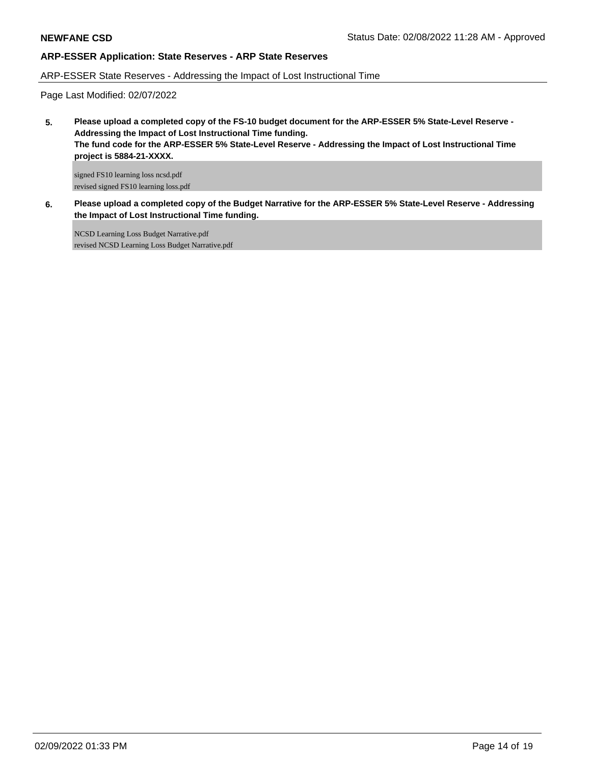**NEWFANE CSD** Status Date: 02/08/2022 11:28 AM - Approved

## ARP-ESSER Application: State Reserves - ARP State Reserves

ARP-ESSER State Reserves - Addressing the Impact of Lost Instructional Time

Page Last Modified: 02/07/2022

**5. Please upload a completed copy of the FS-10 budget document for the ARP-ESSER 5% State-Level Reserve - Addressing the Impact of Lost Instructional Time funding.**
**The fund code for the ARP-ESSER 5% State-Level Reserve - Addressing the Impact of Lost Instructional Time project is 5884-21-XXXX.**

signed FS10 learning loss ncsd.pdf
revised signed FS10 learning loss.pdf

**6. Please upload a completed copy of the Budget Narrative for the ARP-ESSER 5% State-Level Reserve - Addressing the Impact of Lost Instructional Time funding.**

NCSD Learning Loss Budget Narrative.pdf
revised NCSD Learning Loss Budget Narrative.pdf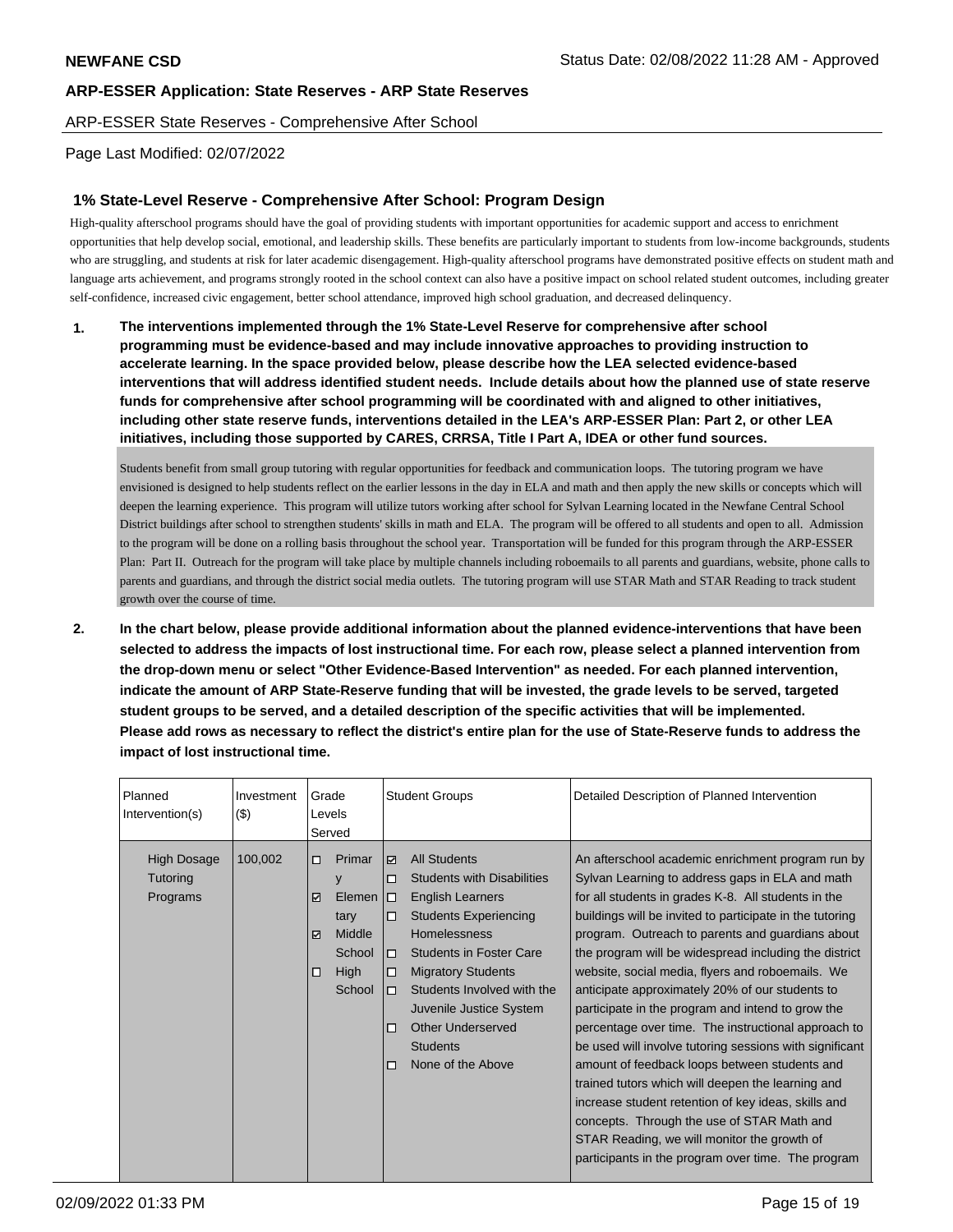## 1% State-Level Reserve - Comprehensive After School: Program Design

High-quality afterschool programs should have the goal of providing students with important opportunities for academic support and access to enrichment opportunities that help develop social, emotional, and leadership skills. These benefits are particularly important to students from low-income backgrounds, students who are struggling, and students at risk for later academic disengagement. High-quality afterschool programs have demonstrated positive effects on student math and language arts achievement, and programs strongly rooted in the school context can also have a positive impact on school related student outcomes, including greater self-confidence, increased civic engagement, better school attendance, improved high school graduation, and decreased delinquency.

**1. The interventions implemented through the 1% State-Level Reserve for comprehensive after school programming must be evidence-based and may include innovative approaches to providing instruction to accelerate learning. In the space provided below, please describe how the LEA selected evidence-based interventions that will address identified student needs. Include details about how the planned use of state reserve funds for comprehensive after school programming will be coordinated with and aligned to other initiatives, including other state reserve funds, interventions detailed in the LEA's ARP-ESSER Plan: Part 2, or other LEA initiatives, including those supported by CARES, CRRSA, Title I Part A, IDEA or other fund sources.**

Students benefit from small group tutoring with regular opportunities for feedback and communication loops. The tutoring program we have envisioned is designed to help students reflect on the earlier lessons in the day in ELA and math and then apply the new skills or concepts which will deepen the learning experience. This program will utilize tutors working after school for Sylvan Learning located in the Newfane Central School District buildings after school to strengthen students' skills in math and ELA. The program will be offered to all students and open to all. Admission to the program will be done on a rolling basis throughout the school year. Transportation will be funded for this program through the ARP-ESSER Plan: Part II. Outreach for the program will take place by multiple channels including roboemails to all parents and guardians, website, phone calls to parents and guardians, and through the district social media outlets. The tutoring program will use STAR Math and STAR Reading to track student growth over the course of time.

**2. In the chart below, please provide additional information about the planned evidence-interventions that have been selected to address the impacts of lost instructional time. For each row, please select a planned intervention from the drop-down menu or select "Other Evidence-Based Intervention" as needed. For each planned intervention, indicate the amount of ARP State-Reserve funding that will be invested, the grade levels to be served, targeted student groups to be served, and a detailed description of the specific activities that will be implemented. Please add rows as necessary to reflect the district's entire plan for the use of State-Reserve funds to address the impact of lost instructional time.**

| Planned Intervention(s) | Investment ($) | Grade Levels Served | Student Groups | Detailed Description of Planned Intervention |
|---|---|---|---|---|
| High Dosage Tutoring Programs | 100,002 | ☐ Primary<br>☑ Elementary<br>☑ Middle School<br>☐ High School | ☑ All Students<br>☐ Students with Disabilities<br>☐ English Learners<br>☐ Students Experiencing Homelessness<br>☐ Students in Foster Care<br>☐ Migratory Students<br>☐ Students Involved with the Juvenile Justice System<br>☐ Other Underserved Students<br>☐ None of the Above | An afterschool academic enrichment program run by Sylvan Learning to address gaps in ELA and math for all students in grades K-8. All students in the buildings will be invited to participate in the tutoring program. Outreach to parents and guardians about the program will be widespread including the district website, social media, flyers and roboemails. We anticipate approximately 20% of our students to participate in the program and intend to grow the percentage over time. The instructional approach to be used will involve tutoring sessions with significant amount of feedback loops between students and trained tutors which will deepen the learning and increase student retention of key ideas, skills and concepts. Through the use of STAR Math and STAR Reading, we will monitor the growth of participants in the program over time. The program |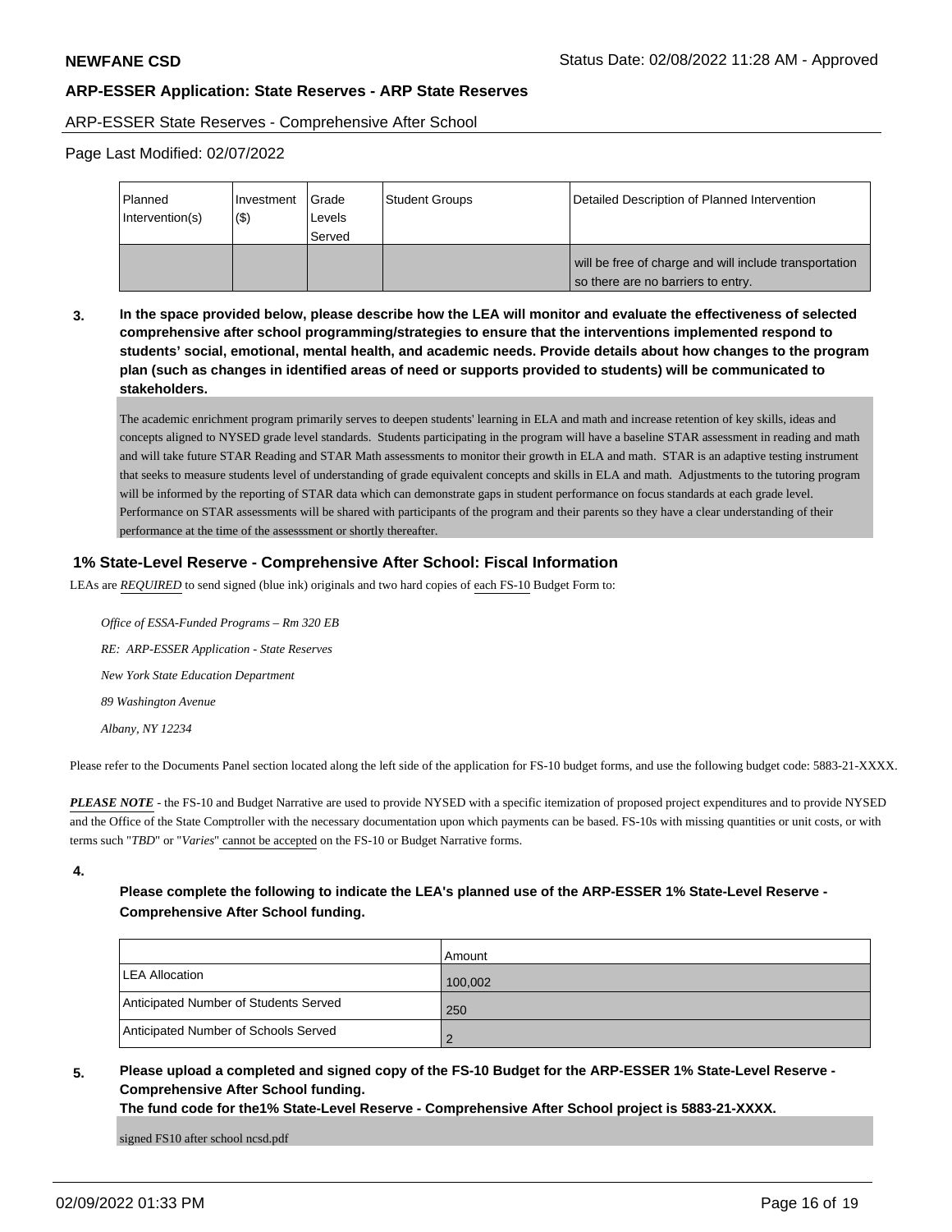**NEWFANE CSD** Status Date: 02/08/2022 11:28 AM - Approved

**ARP-ESSER Application: State Reserves - ARP State Reserves**

ARP-ESSER State Reserves - Comprehensive After School

Page Last Modified: 02/07/2022

| Planned Intervention(s) | Investment ($) | Grade Levels Served | Student Groups | Detailed Description of Planned Intervention |
|---|---|---|---|---|
| | | | | will be free of charge and will include transportation so there are no barriers to entry. |

**3.** **In the space provided below, please describe how the LEA will monitor and evaluate the effectiveness of selected comprehensive after school programming/strategies to ensure that the interventions implemented respond to students' social, emotional, mental health, and academic needs. Provide details about how changes to the program plan (such as changes in identified areas of need or supports provided to students) will be communicated to stakeholders.**

The academic enrichment program primarily serves to deepen students' learning in ELA and math and increase retention of key skills, ideas and concepts aligned to NYSED grade level standards. Students participating in the program will have a baseline STAR assessment in reading and math and will take future STAR Reading and STAR Math assessments to monitor their growth in ELA and math. STAR is an adaptive testing instrument that seeks to measure students level of understanding of grade equivalent concepts and skills in ELA and math. Adjustments to the tutoring program will be informed by the reporting of STAR data which can demonstrate gaps in student performance on focus standards at each grade level. Performance on STAR assessments will be shared with participants of the program and their parents so they have a clear understanding of their performance at the time of the assesssment or shortly thereafter.

## 1% State-Level Reserve - Comprehensive After School: Fiscal Information

LEAs are ***REQUIRED*** to send signed (blue ink) originals and two hard copies of each FS-10 Budget Form to:

*Office of ESSA-Funded Programs – Rm 320 EB*

*RE: ARP-ESSER Application - State Reserves*

*New York State Education Department*

*89 Washington Avenue*

*Albany, NY 12234*

Please refer to the Documents Panel section located along the left side of the application for FS-10 budget forms, and use the following budget code: 5883-21-XXXX.

***PLEASE NOTE*** - the FS-10 and Budget Narrative are used to provide NYSED with a specific itemization of proposed project expenditures and to provide NYSED and the Office of the State Comptroller with the necessary documentation upon which payments can be based. FS-10s with missing quantities or unit costs, or with terms such "*TBD*" or "*Varies*" cannot be accepted on the FS-10 or Budget Narrative forms.

**4.**

**Please complete the following to indicate the LEA's planned use of the ARP-ESSER 1% State-Level Reserve - Comprehensive After School funding.**

| | Amount |
|---|---|
| LEA Allocation | 100,002 |
| Anticipated Number of Students Served | 250 |
| Anticipated Number of Schools Served | 2 |

**5.** **Please upload a completed and signed copy of the FS-10 Budget for the ARP-ESSER 1% State-Level Reserve - Comprehensive After School funding.**
**The fund code for the1% State-Level Reserve - Comprehensive After School project is 5883-21-XXXX.**

signed FS10 after school ncsd.pdf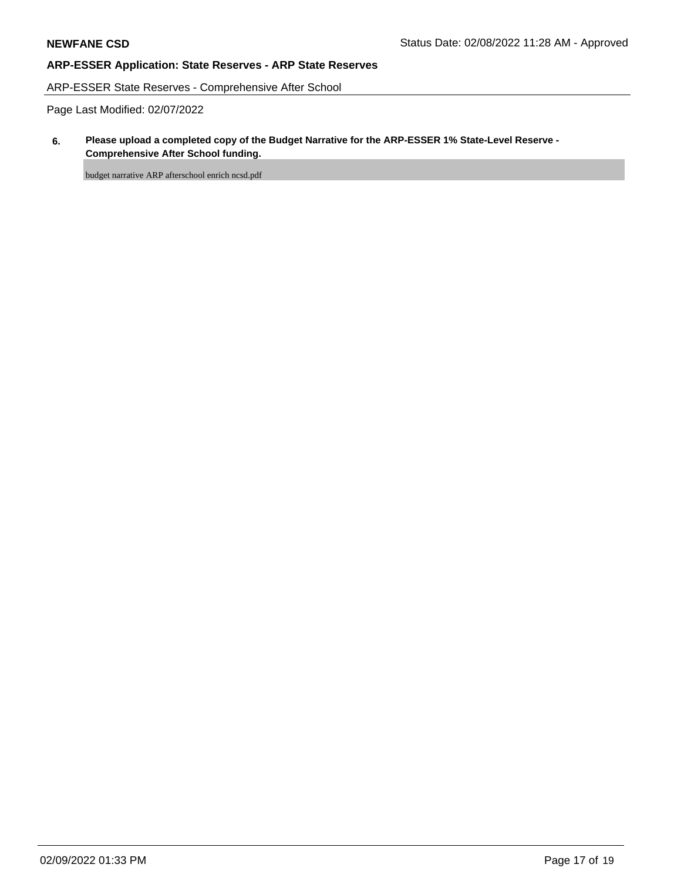**NEWFANE CSD** Status Date: 02/08/2022 11:28 AM - Approved

**ARP-ESSER Application: State Reserves - ARP State Reserves**

ARP-ESSER State Reserves - Comprehensive After School

Page Last Modified: 02/07/2022

**6. Please upload a completed copy of the Budget Narrative for the ARP-ESSER 1% State-Level Reserve - Comprehensive After School funding.**

budget narrative ARP afterschool enrich ncsd.pdf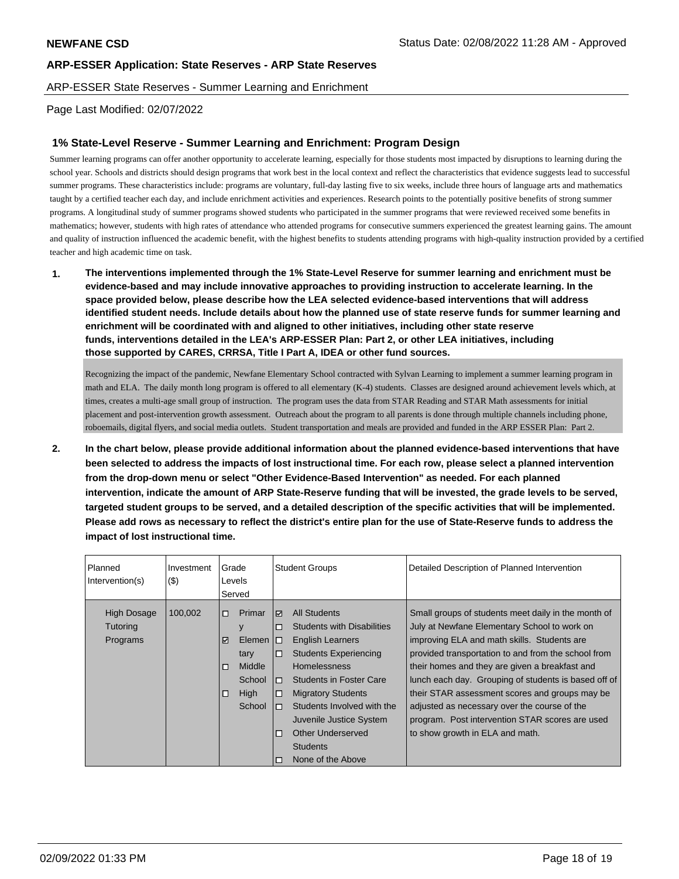**NEWFANE CSD** Status Date: 02/08/2022 11:28 AM - Approved

**ARP-ESSER Application: State Reserves - ARP State Reserves**

ARP-ESSER State Reserves - Summer Learning and Enrichment

Page Last Modified: 02/07/2022

## 1% State-Level Reserve - Summer Learning and Enrichment: Program Design

Summer learning programs can offer another opportunity to accelerate learning, especially for those students most impacted by disruptions to learning during the school year. Schools and districts should design programs that work best in the local context and reflect the characteristics that evidence suggests lead to successful summer programs. These characteristics include: programs are voluntary, full-day lasting five to six weeks, include three hours of language arts and mathematics taught by a certified teacher each day, and include enrichment activities and experiences. Research points to the potentially positive benefits of strong summer programs. A longitudinal study of summer programs showed students who participated in the summer programs that were reviewed received some benefits in mathematics; however, students with high rates of attendance who attended programs for consecutive summers experienced the greatest learning gains. The amount and quality of instruction influenced the academic benefit, with the highest benefits to students attending programs with high-quality instruction provided by a certified teacher and high academic time on task.

**1. The interventions implemented through the 1% State-Level Reserve for summer learning and enrichment must be evidence-based and may include innovative approaches to providing instruction to accelerate learning. In the space provided below, please describe how the LEA selected evidence-based interventions that will address identified student needs. Include details about how the planned use of state reserve funds for summer learning and enrichment will be coordinated with and aligned to other initiatives, including other state reserve funds, interventions detailed in the LEA's ARP-ESSER Plan: Part 2, or other LEA initiatives, including those supported by CARES, CRRSA, Title I Part A, IDEA or other fund sources.**

Recognizing the impact of the pandemic, Newfane Elementary School contracted with Sylvan Learning to implement a summer learning program in math and ELA. The daily month long program is offered to all elementary (K-4) students. Classes are designed around achievement levels which, at times, creates a multi-age small group of instruction. The program uses the data from STAR Reading and STAR Math assessments for initial placement and post-intervention growth assessment. Outreach about the program to all parents is done through multiple channels including phone, roboemails, digital flyers, and social media outlets. Student transportation and meals are provided and funded in the ARP ESSER Plan: Part 2.

**2. In the chart below, please provide additional information about the planned evidence-based interventions that have been selected to address the impacts of lost instructional time. For each row, please select a planned intervention from the drop-down menu or select "Other Evidence-Based Intervention" as needed. For each planned intervention, indicate the amount of ARP State-Reserve funding that will be invested, the grade levels to be served, targeted student groups to be served, and a detailed description of the specific activities that will be implemented. Please add rows as necessary to reflect the district's entire plan for the use of State-Reserve funds to address the impact of lost instructional time.**

| Planned Intervention(s) | Investment ($) | Grade Levels Served | Student Groups | Detailed Description of Planned Intervention |
|---|---|---|---|---|
| High Dosage Tutoring Programs | 100,002 | ☐ Primary<br>☑ Elementary<br>☐ Middle School<br>☐ High School | ☑ All Students<br>☐ Students with Disabilities<br>☐ English Learners<br>☐ Students Experiencing Homelessness<br>☐ Students in Foster Care<br>☐ Migratory Students<br>☐ Students Involved with the Juvenile Justice System<br>☐ Other Underserved Students<br>☐ None of the Above | Small groups of students meet daily in the month of July at Newfane Elementary School to work on improving ELA and math skills. Students are provided transportation to and from the school from their homes and they are given a breakfast and lunch each day. Grouping of students is based off of their STAR assessment scores and groups may be adjusted as necessary over the course of the program. Post intervention STAR scores are used to show growth in ELA and math. |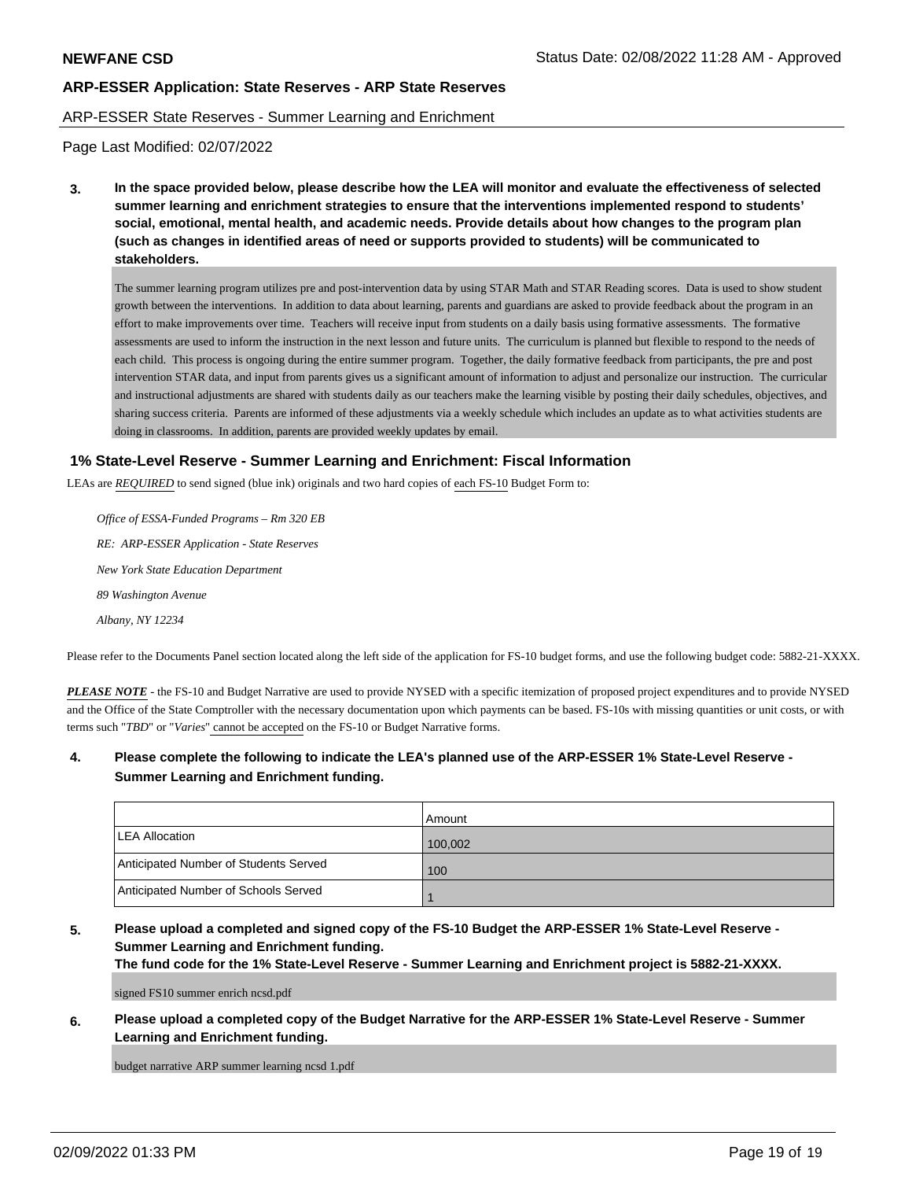ARP-ESSER State Reserves - Summer Learning and Enrichment

Page Last Modified: 02/07/2022

**3. In the space provided below, please describe how the LEA will monitor and evaluate the effectiveness of selected summer learning and enrichment strategies to ensure that the interventions implemented respond to students' social, emotional, mental health, and academic needs. Provide details about how changes to the program plan (such as changes in identified areas of need or supports provided to students) will be communicated to stakeholders.**

The summer learning program utilizes pre and post-intervention data by using STAR Math and STAR Reading scores. Data is used to show student growth between the interventions. In addition to data about learning, parents and guardians are asked to provide feedback about the program in an effort to make improvements over time. Teachers will receive input from students on a daily basis using formative assessments. The formative assessments are used to inform the instruction in the next lesson and future units. The curriculum is planned but flexible to respond to the needs of each child. This process is ongoing during the entire summer program. Together, the daily formative feedback from participants, the pre and post intervention STAR data, and input from parents gives us a significant amount of information to adjust and personalize our instruction. The curricular and instructional adjustments are shared with students daily as our teachers make the learning visible by posting their daily schedules, objectives, and sharing success criteria. Parents are informed of these adjustments via a weekly schedule which includes an update as to what activities students are doing in classrooms. In addition, parents are provided weekly updates by email.

## 1% State-Level Reserve - Summer Learning and Enrichment: Fiscal Information

LEAs are ***REQUIRED*** to send signed (blue ink) originals and two hard copies of each FS-10 Budget Form to:

*Office of ESSA-Funded Programs – Rm 320 EB*

*RE: ARP-ESSER Application - State Reserves*

*New York State Education Department*

*89 Washington Avenue*

*Albany, NY 12234*

Please refer to the Documents Panel section located along the left side of the application for FS-10 budget forms, and use the following budget code: 5882-21-XXXX.

***PLEASE NOTE*** - the FS-10 and Budget Narrative are used to provide NYSED with a specific itemization of proposed project expenditures and to provide NYSED and the Office of the State Comptroller with the necessary documentation upon which payments can be based. FS-10s with missing quantities or unit costs, or with terms such "*TBD*" or "*Varies*" cannot be accepted on the FS-10 or Budget Narrative forms.

**4. Please complete the following to indicate the LEA's planned use of the ARP-ESSER 1% State-Level Reserve - Summer Learning and Enrichment funding.**

| | Amount |
|---|---|
| LEA Allocation | 100,002 |
| Anticipated Number of Students Served | 100 |
| Anticipated Number of Schools Served | 1 |

**5. Please upload a completed and signed copy of the FS-10 Budget the ARP-ESSER 1% State-Level Reserve - Summer Learning and Enrichment funding.**
**The fund code for the 1% State-Level Reserve - Summer Learning and Enrichment project is 5882-21-XXXX.**

signed FS10 summer enrich ncsd.pdf

**6. Please upload a completed copy of the Budget Narrative for the ARP-ESSER 1% State-Level Reserve - Summer Learning and Enrichment funding.**

budget narrative ARP summer learning ncsd 1.pdf